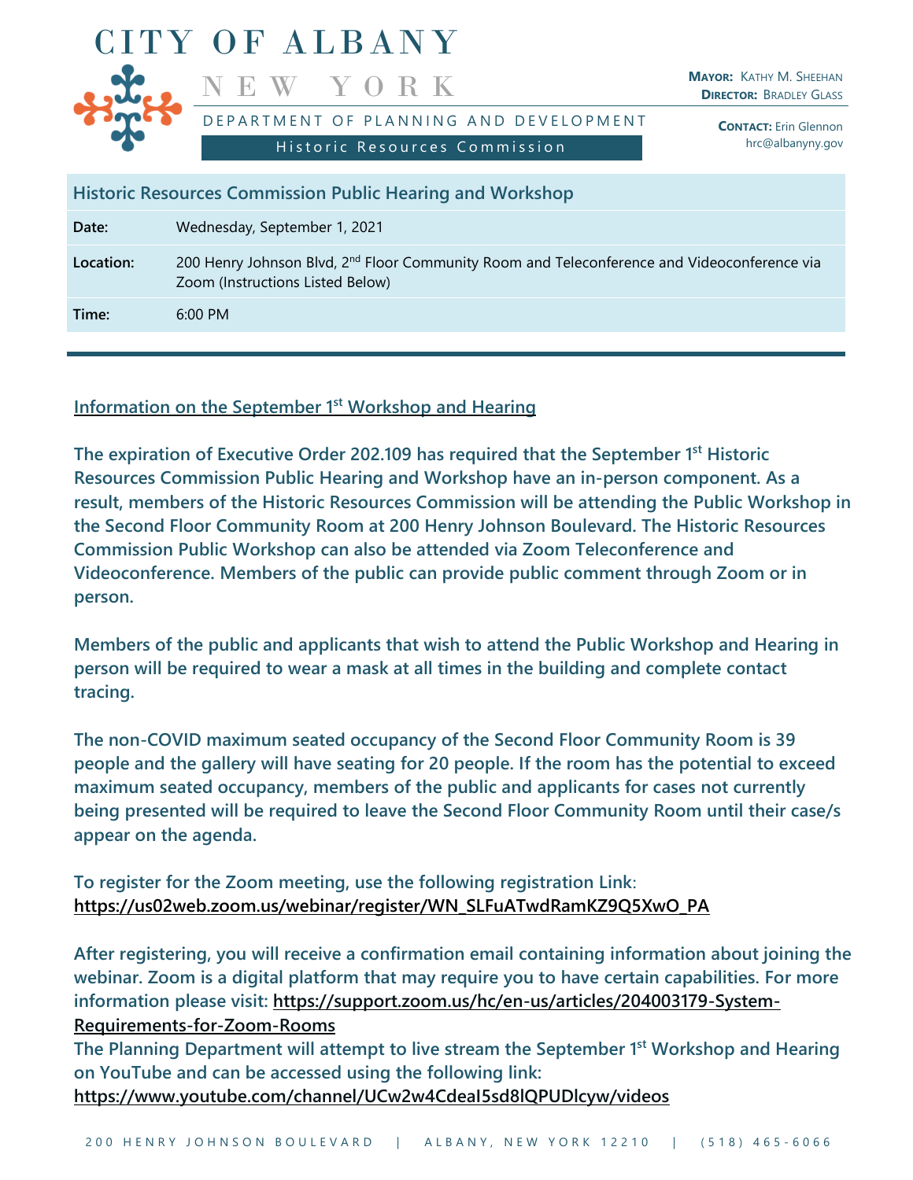# CITY OF ALBANY

## NEW YORK

DEPARTMENT OF PLANNING AND DEVELOPMENT

Historic Resources Commission

**MAYOR:** KATHY M. SHEEHAN
**DIRECTOR:** BRADLEY GLASS

**CONTACT:** Erin Glennon
hrc@albanyny.gov

| Historic Resources Commission Public Hearing and Workshop | |
|---|---|
| **Date:** | Wednesday, September 1, 2021 |
| **Location:** | 200 Henry Johnson Blvd, 2nd Floor Community Room and Teleconference and Videoconference via Zoom (Instructions Listed Below) |
| **Time:** | 6:00 PM |

**Information on the September 1st Workshop and Hearing**

**The expiration of Executive Order 202.109 has required that the September 1st Historic Resources Commission Public Hearing and Workshop have an in-person component. As a result, members of the Historic Resources Commission will be attending the Public Workshop in the Second Floor Community Room at 200 Henry Johnson Boulevard. The Historic Resources Commission Public Workshop can also be attended via Zoom Teleconference and Videoconference. Members of the public can provide public comment through Zoom or in person.**

**Members of the public and applicants that wish to attend the Public Workshop and Hearing in person will be required to wear a mask at all times in the building and complete contact tracing.**

**The non-COVID maximum seated occupancy of the Second Floor Community Room is 39 people and the gallery will have seating for 20 people. If the room has the potential to exceed maximum seated occupancy, members of the public and applicants for cases not currently being presented will be required to leave the Second Floor Community Room until their case/s appear on the agenda.**

**To register for the Zoom meeting, use the following registration Link:**
**https://us02web.zoom.us/webinar/register/WN_SLFuATwdRamKZ9Q5XwO_PA**

**After registering, you will receive a confirmation email containing information about joining the webinar. Zoom is a digital platform that may require you to have certain capabilities. For more information please visit: https://support.zoom.us/hc/en-us/articles/204003179-System-Requirements-for-Zoom-Rooms**
**The Planning Department will attempt to live stream the September 1st Workshop and Hearing on YouTube and can be accessed using the following link:**
**https://www.youtube.com/channel/UCw2w4CdeaI5sd8lQPUDlcyw/videos**

200 HENRY JOHNSON BOULEVARD | ALBANY, NEW YORK 12210 | (518) 465-6066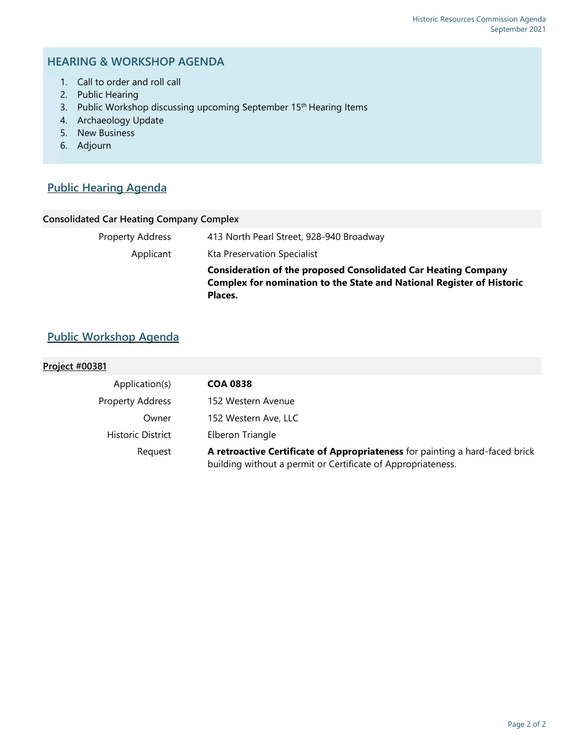## HEARING & WORKSHOP AGENDA

1. Call to order and roll call
2. Public Hearing
3. Public Workshop discussing upcoming September 15th Hearing Items
4. Archaeology Update
5. New Business
6. Adjourn

## Public Hearing Agenda

**Consolidated Car Heating Company Complex**

| | |
|---|---|
| Property Address | 413 North Pearl Street, 928-940 Broadway |
| Applicant | Kta Preservation Specialist |
| | **Consideration of the proposed Consolidated Car Heating Company Complex for nomination to the State and National Register of Historic Places.** |

## Public Workshop Agenda

**Project #00381**

| | |
|---|---|
| Application(s) | **COA 0838** |
| Property Address | 152 Western Avenue |
| Owner | 152 Western Ave, LLC |
| Historic District | Elberon Triangle |
| Request | **A retroactive Certificate of Appropriateness** for painting a hard-faced brick building without a permit or Certificate of Appropriateness. |